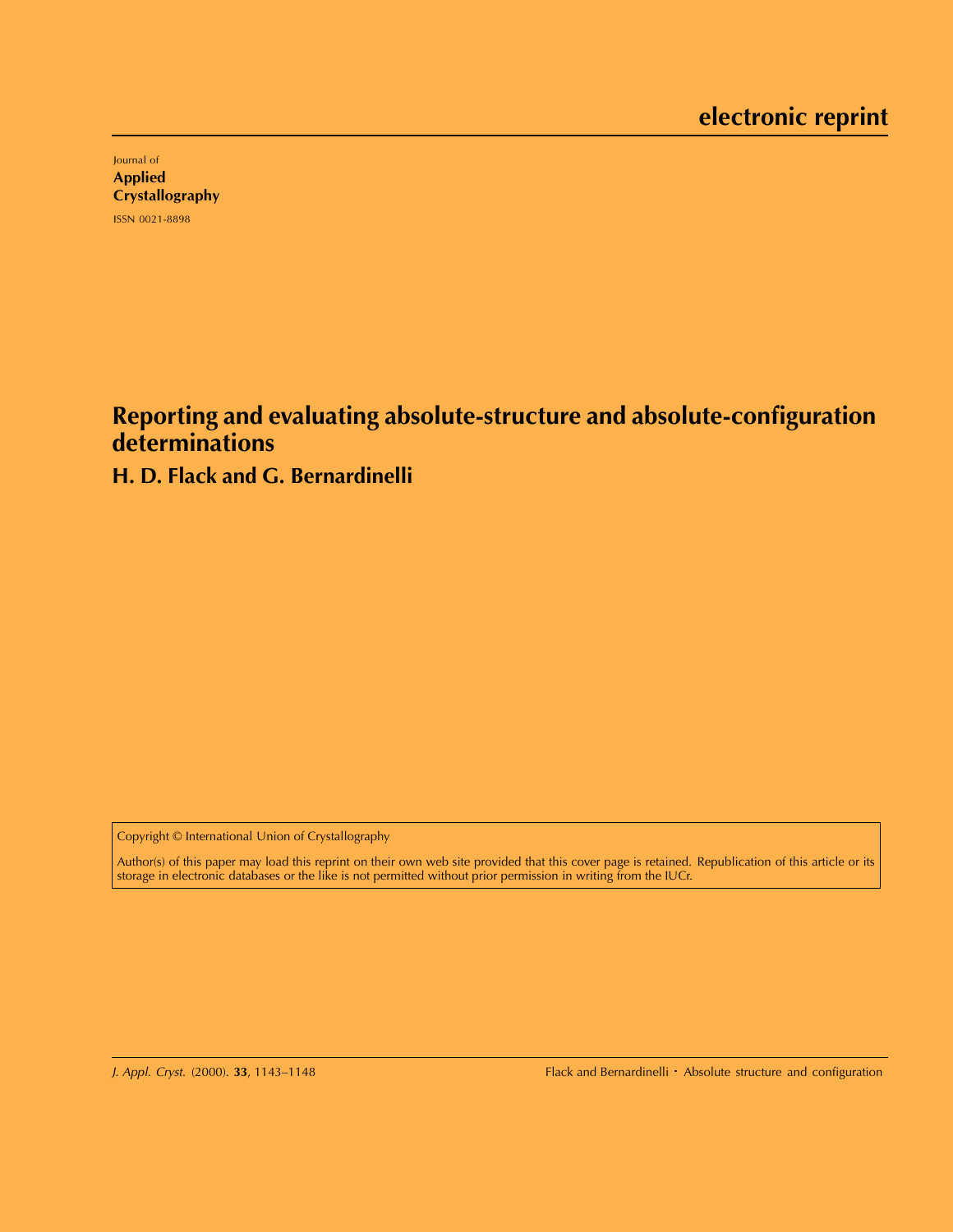**electronic reprint**

Journal of
**Applied Crystallography**

ISSN 0021-8898

# Reporting and evaluating absolute-structure and absolute-configuration determinations

**H. D. Flack and G. Bernardinelli**

Copyright © International Union of Crystallography

Author(s) of this paper may load this reprint on their own web site provided that this cover page is retained. Republication of this article or its storage in electronic databases or the like is not permitted without prior permission in writing from the IUCr.

*J. Appl. Cryst.* (2000). **33**, 1143–1148

Flack and Bernardinelli · Absolute structure and configuration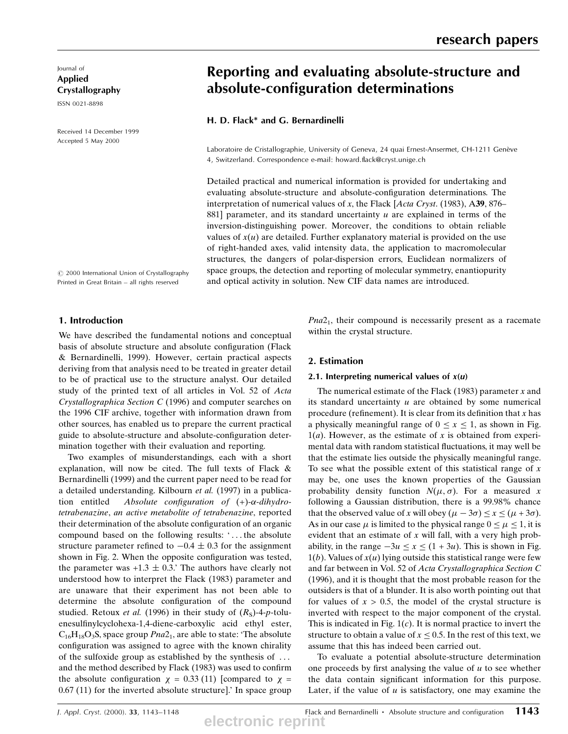Journal of
**Applied Crystallography**
ISSN 0021-8898

Received 14 December 1999
Accepted 5 May 2000

© 2000 International Union of Crystallography
Printed in Great Britain – all rights reserved

# Reporting and evaluating absolute-structure and absolute-configuration determinations

**H. D. Flack\* and G. Bernardinelli**

Laboratoire de Cristallographie, University of Geneva, 24 quai Ernest-Ansermet, CH-1211 Genève 4, Switzerland. Correspondence e-mail: howard.flack@cryst.unige.ch

Detailed practical and numerical information is provided for undertaking and evaluating absolute-structure and absolute-configuration determinations. The interpretation of numerical values of $x$, the Flack [*Acta Cryst*. (1983), A**39**, 876–881] parameter, and its standard uncertainty $u$ are explained in terms of the inversion-distinguishing power. Moreover, the conditions to obtain reliable values of $x(u)$ are detailed. Further explanatory material is provided on the use of right-handed axes, valid intensity data, the application to macromolecular structures, the dangers of polar-dispersion errors, Euclidean normalizers of space groups, the detection and reporting of molecular symmetry, enantiopurity and optical activity in solution. New CIF data names are introduced.

## 1. Introduction

We have described the fundamental notions and conceptual basis of absolute structure and absolute configuration (Flack & Bernardinelli, 1999). However, certain practical aspects deriving from that analysis need to be treated in greater detail to be of practical use to the structure analyst. Our detailed study of the printed text of all articles in Vol. 52 of *Acta Crystallographica Section C* (1996) and computer searches on the 1996 CIF archive, together with information drawn from other sources, has enabled us to prepare the current practical guide to absolute-structure and absolute-configuration determination together with their evaluation and reporting.

Two examples of misunderstandings, each with a short explanation, will now be cited. The full texts of Flack & Bernardinelli (1999) and the current paper need to be read for a detailed understanding. Kilbourn *et al.* (1997) in a publication entitled *Absolute configuration of (+)-α-dihydrotetrabenazine, an active metabolite of tetrabenazine*, reported their determination of the absolute configuration of an organic compound based on the following results: '... the absolute structure parameter refined to −0.4 ± 0.3 for the assignment shown in Fig. 2. When the opposite configuration was tested, the parameter was +1.3 ± 0.3.' The authors have clearly not understood how to interpret the Flack (1983) parameter and are unaware that their experiment has not been able to determine the absolute configuration of the compound studied. Retoux *et al.* (1996) in their study of ($R_S$)-4-*p*-toluenesulfinylcyclohexa-1,4-diene-carboxylic acid ethyl ester, $C_{16}H_{18}O_3S$, space group $Pna2_1$, are able to state: 'The absolute configuration was assigned to agree with the known chirality of the sulfoxide group as established by the synthesis of ... and the method described by Flack (1983) was used to confirm the absolute configuration $\chi$ = 0.33 (11) [compared to $\chi$ = 0.67 (11) for the inverted absolute structure].' In space group $Pna2_1$, their compound is necessarily present as a racemate within the crystal structure.

## 2. Estimation

### 2.1. Interpreting numerical values of *x*(*u*)

The numerical estimate of the Flack (1983) parameter $x$ and its standard uncertainty $u$ are obtained by some numerical procedure (refinement). It is clear from its definition that $x$ has a physically meaningful range of $0 \le x \le 1$, as shown in Fig. 1(*a*). However, as the estimate of $x$ is obtained from experimental data with random statistical fluctuations, it may well be that the estimate lies outside the physically meaningful range. To see what the possible extent of this statistical range of $x$ may be, one uses the known properties of the Gaussian probability density function $N(\mu, \sigma)$. For a measured $x$ following a Gaussian distribution, there is a 99.98% chance that the observed value of $x$ will obey $(\mu - 3\sigma) \le x \le (\mu + 3\sigma)$. As in our case $\mu$ is limited to the physical range $0 \le \mu \le 1$, it is evident that an estimate of $x$ will fall, with a very high probability, in the range $-3u \le x \le (1 + 3u)$. This is shown in Fig. 1(*b*). Values of $x(u)$ lying outside this statistical range were few and far between in Vol. 52 of *Acta Crystallographica Section C* (1996), and it is thought that the most probable reason for the outsiders is that of a blunder. It is also worth pointing out that for values of $x > 0.5$, the model of the crystal structure is inverted with respect to the major component of the crystal. This is indicated in Fig. 1(*c*). It is normal practice to invert the structure to obtain a value of $x \le 0.5$. In the rest of this text, we assume that this has indeed been carried out.

To evaluate a potential absolute-structure determination one proceeds by first analysing the value of $u$ to see whether the data contain significant information for this purpose. Later, if the value of $u$ is satisfactory, one may examine the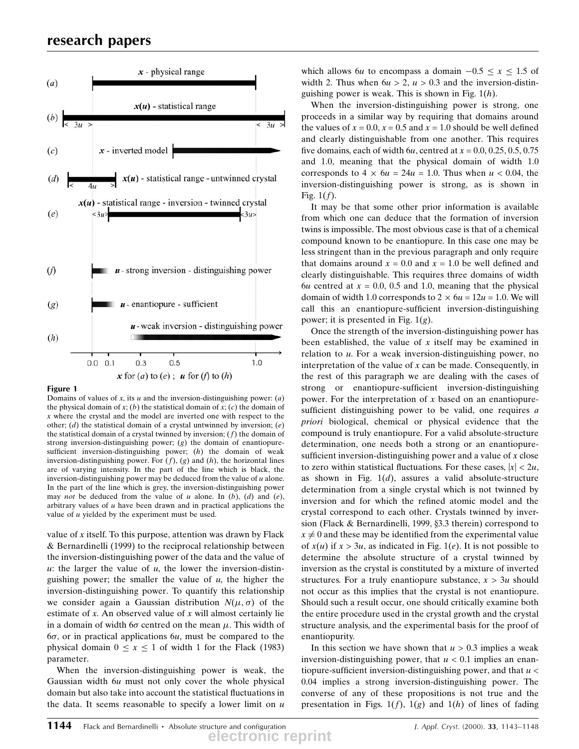**Figure 1**

Domains of values of $x$, its $u$ and the inversion-distinguishing power: (*a*) the physical domain of $x$; (*b*) the statistical domain of $x$; (*c*) the domain of $x$ where the crystal and the model are inverted one with respect to the other; (*d*) the statistical domain of a crystal untwinned by inversion; (*e*) the statistical domain of a crystal twinned by inversion; (*f*) the domain of strong inversion-distinguishing power; (*g*) the domain of enantiopure-sufficient inversion-distinguishing power; (*h*) the domain of weak inversion-distinguishing power. For (*f*), (*g*) and (*h*), the horizontal lines are of varying intensity. In the part of the line which is black, the inversion-distinguishing power may be deduced from the value of $u$ alone. In the part of the line which is grey, the inversion-distinguishing power may *not* be deduced from the value of $u$ alone. In (*b*), (*d*) and (*e*), arbitrary values of $u$ have been drawn and in practical applications the value of $u$ yielded by the experiment must be used.

value of $x$ itself. To this purpose, attention was drawn by Flack & Bernardinelli (1999) to the reciprocal relationship between the inversion-distinguishing power of the data and the value of $u$: the larger the value of $u$, the lower the inversion-distinguishing power; the smaller the value of $u$, the higher the inversion-distinguishing power. To quantify this relationship we consider again a Gaussian distribution $N(\mu, \sigma)$ of the estimate of $x$. An observed value of $x$ will almost certainly lie in a domain of width $6\sigma$ centred on the mean $\mu$. This width of $6\sigma$, or in practical applications $6u$, must be compared to the physical domain $0 \le x \le 1$ of width 1 for the Flack (1983) parameter.

When the inversion-distinguishing power is weak, the Gaussian width $6u$ must not only cover the whole physical domain but also take into account the statistical fluctuations in the data. It seems reasonable to specify a lower limit on $u$ which allows $6u$ to encompass a domain $-0.5 \le x \le 1.5$ of width 2. Thus when $6u > 2$, $u > 0.3$ and the inversion-distinguishing power is weak. This is shown in Fig. 1(*h*).

When the inversion-distinguishing power is strong, one proceeds in a similar way by requiring that domains around the values of $x = 0.0$, $x = 0.5$ and $x = 1.0$ should be well defined and clearly distinguishable from one another. This requires five domains, each of width $6u$, centred at $x = 0.0$, 0.25, 0.5, 0.75 and 1.0, meaning that the physical domain of width 1.0 corresponds to $4 \times 6u = 24u = 1.0$. Thus when $u < 0.04$, the inversion-distinguishing power is strong, as is shown in Fig. 1(*f*).

It may be that some other prior information is available from which one can deduce that the formation of inversion twins is impossible. The most obvious case is that of a chemical compound known to be enantiopure. In this case one may be less stringent than in the previous paragraph and only require that domains around $x = 0.0$ and $x = 1.0$ be well defined and clearly distinguishable. This requires three domains of width $6u$ centred at $x = 0.0$, 0.5 and 1.0, meaning that the physical domain of width 1.0 corresponds to $2 \times 6u = 12u = 1.0$. We will call this an enantiopure-sufficient inversion-distinguishing power; it is presented in Fig. 1(*g*).

Once the strength of the inversion-distinguishing power has been established, the value of $x$ itself may be examined in relation to $u$. For a weak inversion-distinguishing power, no interpretation of the value of $x$ can be made. Consequently, in the rest of this paragraph we are dealing with the cases of strong or enantiopure-sufficient inversion-distinguishing power. For the interpretation of $x$ based on an enantiopure-sufficient distinguishing power to be valid, one requires *a priori* biological, chemical or physical evidence that the compound is truly enantiopure. For a valid absolute-structure determination, one needs both a strong or an enantiopure-sufficient inversion-distinguishing power and a value of $x$ close to zero within statistical fluctuations. For these cases, $|x| < 2u$, as shown in Fig. 1(*d*), assures a valid absolute-structure determination from a single crystal which is not twinned by inversion and for which the refined atomic model and the crystal correspond to each other. Crystals twinned by inversion (Flack & Bernardinelli, 1999, §3.3 therein) correspond to $x \neq 0$ and these may be identified from the experimental value of $x(u)$ if $x > 3u$, as indicated in Fig. 1(*e*). It is not possible to determine the absolute structure of a crystal twinned by inversion as the crystal is constituted by a mixture of inverted structures. For a truly enantiopure substance, $x > 3u$ should not occur as this implies that the crystal is not enantiopure. Should such a result occur, one should critically examine both the entire procedure used in the crystal growth and the crystal structure analysis, and the experimental basis for the proof of enantiopurity.

In this section we have shown that $u > 0.3$ implies a weak inversion-distinguishing power, that $u < 0.1$ implies an enantiopure-sufficient inversion-distinguishing power, and that $u < 0.04$ implies a strong inversion-distinguishing power. The converse of any of these propositions is not true and the presentation in Figs. 1(*f*), 1(*g*) and 1(*h*) of lines of fading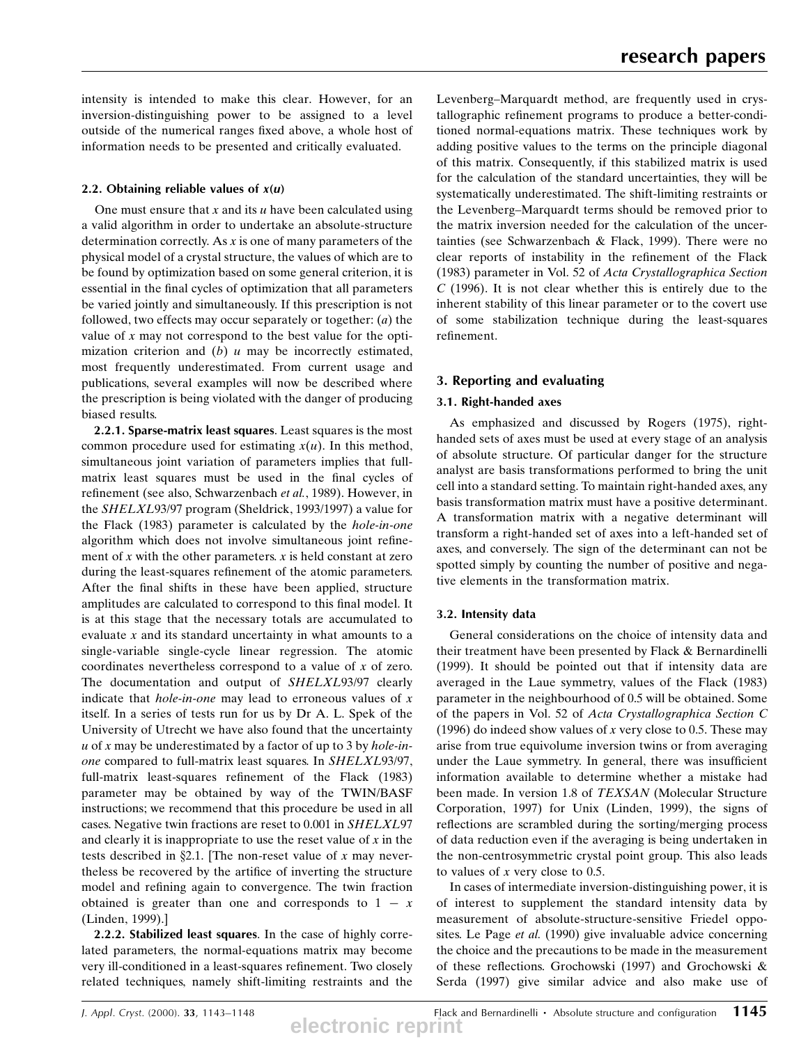intensity is intended to make this clear. However, for an inversion-distinguishing power to be assigned to a level outside of the numerical ranges fixed above, a whole host of information needs to be presented and critically evaluated.

### 2.2. Obtaining reliable values of $x(u)$

One must ensure that $x$ and its $u$ have been calculated using a valid algorithm in order to undertake an absolute-structure determination correctly. As $x$ is one of many parameters of the physical model of a crystal structure, the values of which are to be found by optimization based on some general criterion, it is essential in the final cycles of optimization that all parameters be varied jointly and simultaneously. If this prescription is not followed, two effects may occur separately or together: (*a*) the value of $x$ may not correspond to the best value for the optimization criterion and (*b*) $u$ may be incorrectly estimated, most frequently underestimated. From current usage and publications, several examples will now be described where the prescription is being violated with the danger of producing biased results.

**2.2.1. Sparse-matrix least squares**. Least squares is the most common procedure used for estimating $x(u)$. In this method, simultaneous joint variation of parameters implies that full-matrix least squares must be used in the final cycles of refinement (see also, Schwarzenbach *et al.*, 1989). However, in the *SHELXL*93/97 program (Sheldrick, 1993/1997) a value for the Flack (1983) parameter is calculated by the *hole-in-one* algorithm which does not involve simultaneous joint refinement of $x$ with the other parameters. $x$ is held constant at zero during the least-squares refinement of the atomic parameters. After the final shifts in these have been applied, structure amplitudes are calculated to correspond to this final model. It is at this stage that the necessary totals are accumulated to evaluate $x$ and its standard uncertainty in what amounts to a single-variable single-cycle linear regression. The atomic coordinates nevertheless correspond to a value of $x$ of zero. The documentation and output of *SHELXL*93/97 clearly indicate that *hole-in-one* may lead to erroneous values of $x$ itself. In a series of tests run for us by Dr A. L. Spek of the University of Utrecht we have also found that the uncertainty $u$ of $x$ may be underestimated by a factor of up to 3 by *hole-in-one* compared to full-matrix least squares. In *SHELXL*93/97, full-matrix least-squares refinement of the Flack (1983) parameter may be obtained by way of the TWIN/BASF instructions; we recommend that this procedure be used in all cases. Negative twin fractions are reset to 0.001 in *SHELXL*97 and clearly it is inappropriate to use the reset value of $x$ in the tests described in §2.1. [The non-reset value of $x$ may nevertheless be recovered by the artifice of inverting the structure model and refining again to convergence. The twin fraction obtained is greater than one and corresponds to $1 - x$ (Linden, 1999).]

**2.2.2. Stabilized least squares**. In the case of highly correlated parameters, the normal-equations matrix may become very ill-conditioned in a least-squares refinement. Two closely related techniques, namely shift-limiting restraints and the Levenberg–Marquardt method, are frequently used in crystallographic refinement programs to produce a better-conditioned normal-equations matrix. These techniques work by adding positive values to the terms on the principle diagonal of this matrix. Consequently, if this stabilized matrix is used for the calculation of the standard uncertainties, they will be systematically underestimated. The shift-limiting restraints or the Levenberg–Marquardt terms should be removed prior to the matrix inversion needed for the calculation of the uncertainties (see Schwarzenbach & Flack, 1999). There were no clear reports of instability in the refinement of the Flack (1983) parameter in Vol. 52 of *Acta Crystallographica Section C* (1996). It is not clear whether this is entirely due to the inherent stability of this linear parameter or to the covert use of some stabilization technique during the least-squares refinement.

## 3. Reporting and evaluating

### 3.1. Right-handed axes

As emphasized and discussed by Rogers (1975), right-handed sets of axes must be used at every stage of an analysis of absolute structure. Of particular danger for the structure analyst are basis transformations performed to bring the unit cell into a standard setting. To maintain right-handed axes, any basis transformation matrix must have a positive determinant. A transformation matrix with a negative determinant will transform a right-handed set of axes into a left-handed set of axes, and conversely. The sign of the determinant can not be spotted simply by counting the number of positive and negative elements in the transformation matrix.

### 3.2. Intensity data

General considerations on the choice of intensity data and their treatment have been presented by Flack & Bernardinelli (1999). It should be pointed out that if intensity data are averaged in the Laue symmetry, values of the Flack (1983) parameter in the neighbourhood of 0.5 will be obtained. Some of the papers in Vol. 52 of *Acta Crystallographica Section C* (1996) do indeed show values of $x$ very close to 0.5. These may arise from true equivolume inversion twins or from averaging under the Laue symmetry. In general, there was insufficient information available to determine whether a mistake had been made. In version 1.8 of *TEXSAN* (Molecular Structure Corporation, 1997) for Unix (Linden, 1999), the signs of reflections are scrambled during the sorting/merging process of data reduction even if the averaging is being undertaken in the non-centrosymmetric crystal point group. This also leads to values of $x$ very close to 0.5.

In cases of intermediate inversion-distinguishing power, it is of interest to supplement the standard intensity data by measurement of absolute-structure-sensitive Friedel opposites. Le Page *et al.* (1990) give invaluable advice concerning the choice and the precautions to be made in the measurement of these reflections. Grochowski (1997) and Grochowski & Serda (1997) give similar advice and also make use of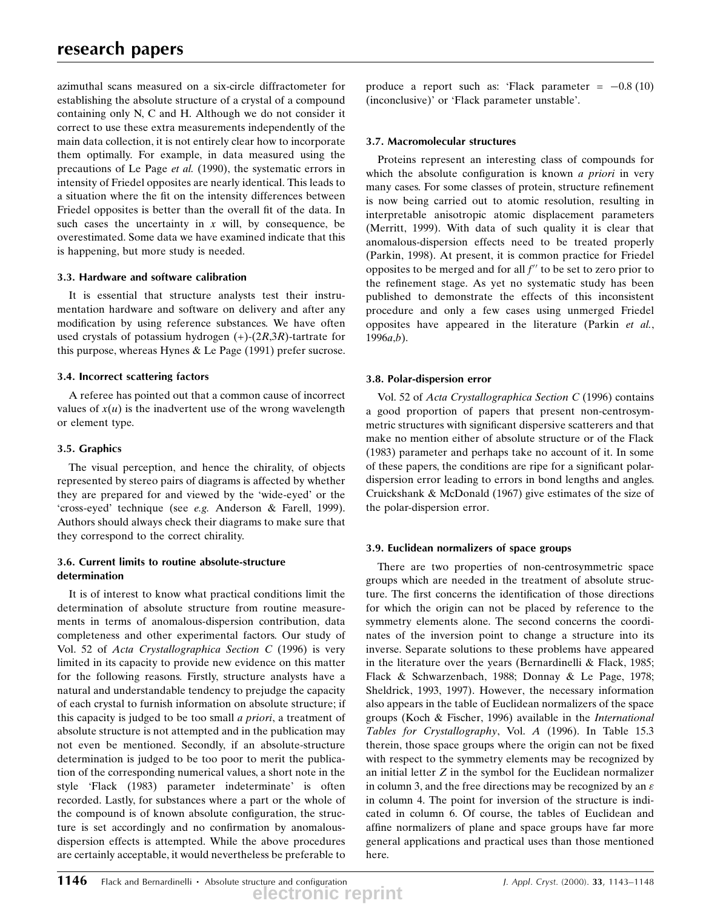azimuthal scans measured on a six-circle diffractometer for establishing the absolute structure of a crystal of a compound containing only N, C and H. Although we do not consider it correct to use these extra measurements independently of the main data collection, it is not entirely clear how to incorporate them optimally. For example, in data measured using the precautions of Le Page *et al.* (1990), the systematic errors in intensity of Friedel opposites are nearly identical. This leads to a situation where the fit on the intensity differences between Friedel opposites is better than the overall fit of the data. In such cases the uncertainty in $x$ will, by consequence, be overestimated. Some data we have examined indicate that this is happening, but more study is needed.

### 3.3. Hardware and software calibration

It is essential that structure analysts test their instrumentation hardware and software on delivery and after any modification by using reference substances. We have often used crystals of potassium hydrogen (+)-(2*R*,3*R*)-tartrate for this purpose, whereas Hynes & Le Page (1991) prefer sucrose.

### 3.4. Incorrect scattering factors

A referee has pointed out that a common cause of incorrect values of $x(u)$ is the inadvertent use of the wrong wavelength or element type.

### 3.5. Graphics

The visual perception, and hence the chirality, of objects represented by stereo pairs of diagrams is affected by whether they are prepared for and viewed by the 'wide-eyed' or the 'cross-eyed' technique (see *e.g.* Anderson & Farell, 1999). Authors should always check their diagrams to make sure that they correspond to the correct chirality.

### 3.6. Current limits to routine absolute-structure determination

It is of interest to know what practical conditions limit the determination of absolute structure from routine measurements in terms of anomalous-dispersion contribution, data completeness and other experimental factors. Our study of Vol. 52 of *Acta Crystallographica Section C* (1996) is very limited in its capacity to provide new evidence on this matter for the following reasons. Firstly, structure analysts have a natural and understandable tendency to prejudge the capacity of each crystal to furnish information on absolute structure; if this capacity is judged to be too small *a priori*, a treatment of absolute structure is not attempted and in the publication may not even be mentioned. Secondly, if an absolute-structure determination is judged to be too poor to merit the publication of the corresponding numerical values, a short note in the style 'Flack (1983) parameter indeterminate' is often recorded. Lastly, for substances where a part or the whole of the compound is of known absolute configuration, the structure is set accordingly and no confirmation by anomalous-dispersion effects is attempted. While the above procedures are certainly acceptable, it would nevertheless be preferable to produce a report such as: 'Flack parameter = −0.8 (10) (inconclusive)' or 'Flack parameter unstable'.

### 3.7. Macromolecular structures

Proteins represent an interesting class of compounds for which the absolute configuration is known *a priori* in very many cases. For some classes of protein, structure refinement is now being carried out to atomic resolution, resulting in interpretable anisotropic atomic displacement parameters (Merritt, 1999). With data of such quality it is clear that anomalous-dispersion effects need to be treated properly (Parkin, 1998). At present, it is common practice for Friedel opposites to be merged and for all $f''$ to be set to zero prior to the refinement stage. As yet no systematic study has been published to demonstrate the effects of this inconsistent procedure and only a few cases using unmerged Friedel opposites have appeared in the literature (Parkin *et al.*, 1996*a*,*b*).

### 3.8. Polar-dispersion error

Vol. 52 of *Acta Crystallographica Section C* (1996) contains a good proportion of papers that present non-centrosymmetric structures with significant dispersive scatterers and that make no mention either of absolute structure or of the Flack (1983) parameter and perhaps take no account of it. In some of these papers, the conditions are ripe for a significant polar-dispersion error leading to errors in bond lengths and angles. Cruickshank & McDonald (1967) give estimates of the size of the polar-dispersion error.

### 3.9. Euclidean normalizers of space groups

There are two properties of non-centrosymmetric space groups which are needed in the treatment of absolute structure. The first concerns the identification of those directions for which the origin can not be placed by reference to the symmetry elements alone. The second concerns the coordinates of the inversion point to change a structure into its inverse. Separate solutions to these problems have appeared in the literature over the years (Bernardinelli & Flack, 1985; Flack & Schwarzenbach, 1988; Donnay & Le Page, 1978; Sheldrick, 1993, 1997). However, the necessary information also appears in the table of Euclidean normalizers of the space groups (Koch & Fischer, 1996) available in the *International Tables for Crystallography*, Vol. *A* (1996). In Table 15.3 therein, those space groups where the origin can not be fixed with respect to the symmetry elements may be recognized by an initial letter $Z$ in the symbol for the Euclidean normalizer in column 3, and the free directions may be recognized by an $\varepsilon$ in column 4. The point for inversion of the structure is indicated in column 6. Of course, the tables of Euclidean and affine normalizers of plane and space groups have far more general applications and practical uses than those mentioned here.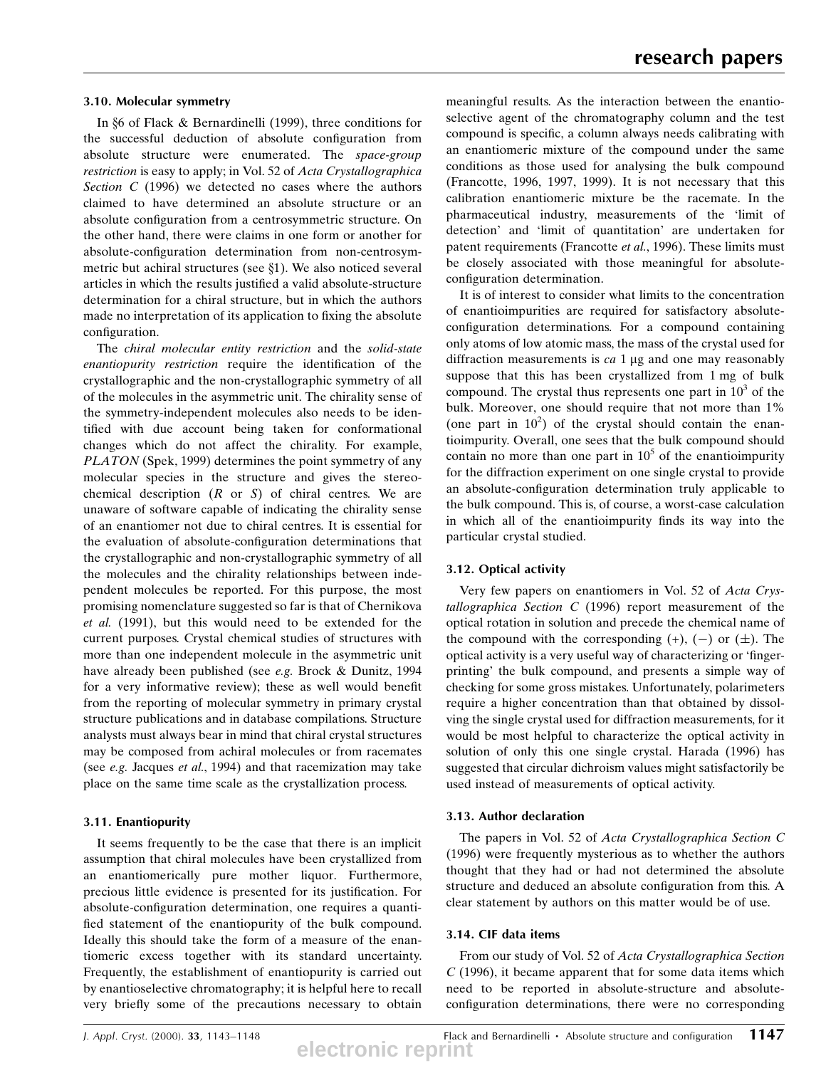### 3.10. Molecular symmetry

In §6 of Flack & Bernardinelli (1999), three conditions for the successful deduction of absolute configuration from absolute structure were enumerated. The *space-group restriction* is easy to apply; in Vol. 52 of *Acta Crystallographica Section C* (1996) we detected no cases where the authors claimed to have determined an absolute structure or an absolute configuration from a centrosymmetric structure. On the other hand, there were claims in one form or another for absolute-configuration determination from non-centrosymmetric but achiral structures (see §1). We also noticed several articles in which the results justified a valid absolute-structure determination for a chiral structure, but in which the authors made no interpretation of its application to fixing the absolute configuration.

The *chiral molecular entity restriction* and the *solid-state enantiopurity restriction* require the identification of the crystallographic and the non-crystallographic symmetry of all of the molecules in the asymmetric unit. The chirality sense of the symmetry-independent molecules also needs to be identified with due account being taken for conformational changes which do not affect the chirality. For example, *PLATON* (Spek, 1999) determines the point symmetry of any molecular species in the structure and gives the stereochemical description (*R* or *S*) of chiral centres. We are unaware of software capable of indicating the chirality sense of an enantiomer not due to chiral centres. It is essential for the evaluation of absolute-configuration determinations that the crystallographic and non-crystallographic symmetry of all the molecules and the chirality relationships between independent molecules be reported. For this purpose, the most promising nomenclature suggested so far is that of Chernikova *et al.* (1991), but this would need to be extended for the current purposes. Crystal chemical studies of structures with more than one independent molecule in the asymmetric unit have already been published (see *e.g.* Brock & Dunitz, 1994 for a very informative review); these as well would benefit from the reporting of molecular symmetry in primary crystal structure publications and in database compilations. Structure analysts must always bear in mind that chiral crystal structures may be composed from achiral molecules or from racemates (see *e.g.* Jacques *et al.*, 1994) and that racemization may take place on the same time scale as the crystallization process.

### 3.11. Enantiopurity

It seems frequently to be the case that there is an implicit assumption that chiral molecules have been crystallized from an enantiomerically pure mother liquor. Furthermore, precious little evidence is presented for its justification. For absolute-configuration determination, one requires a quantified statement of the enantiopurity of the bulk compound. Ideally this should take the form of a measure of the enantiomeric excess together with its standard uncertainty. Frequently, the establishment of enantiopurity is carried out by enantioselective chromatography; it is helpful here to recall very briefly some of the precautions necessary to obtain meaningful results. As the interaction between the enantioselective agent of the chromatography column and the test compound is specific, a column always needs calibrating with an enantiomeric mixture of the compound under the same conditions as those used for analysing the bulk compound (Francotte, 1996, 1997, 1999). It is not necessary that this calibration enantiomeric mixture be the racemate. In the pharmaceutical industry, measurements of the 'limit of detection' and 'limit of quantitation' are undertaken for patent requirements (Francotte *et al.*, 1996). These limits must be closely associated with those meaningful for absolute-configuration determination.

It is of interest to consider what limits to the concentration of enantioimpurities are required for satisfactory absolute-configuration determinations. For a compound containing only atoms of low atomic mass, the mass of the crystal used for diffraction measurements is *ca* 1 µg and one may reasonably suppose that this has been crystallized from 1 mg of bulk compound. The crystal thus represents one part in $10^3$ of the bulk. Moreover, one should require that not more than 1% (one part in $10^2$) of the crystal should contain the enantioimpurity. Overall, one sees that the bulk compound should contain no more than one part in $10^5$ of the enantioimpurity for the diffraction experiment on one single crystal to provide an absolute-configuration determination truly applicable to the bulk compound. This is, of course, a worst-case calculation in which all of the enantioimpurity finds its way into the particular crystal studied.

### 3.12. Optical activity

Very few papers on enantiomers in Vol. 52 of *Acta Crystallographica Section C* (1996) report measurement of the optical rotation in solution and precede the chemical name of the compound with the corresponding (+), (−) or (±). The optical activity is a very useful way of characterizing or 'fingerprinting' the bulk compound, and presents a simple way of checking for some gross mistakes. Unfortunately, polarimeters require a higher concentration than that obtained by dissolving the single crystal used for diffraction measurements, for it would be most helpful to characterize the optical activity in solution of only this one single crystal. Harada (1996) has suggested that circular dichroism values might satisfactorily be used instead of measurements of optical activity.

### 3.13. Author declaration

The papers in Vol. 52 of *Acta Crystallographica Section C* (1996) were frequently mysterious as to whether the authors thought that they had or had not determined the absolute structure and deduced an absolute configuration from this. A clear statement by authors on this matter would be of use.

### 3.14. CIF data items

From our study of Vol. 52 of *Acta Crystallographica Section C* (1996), it became apparent that for some data items which need to be reported in absolute-structure and absolute-configuration determinations, there were no corresponding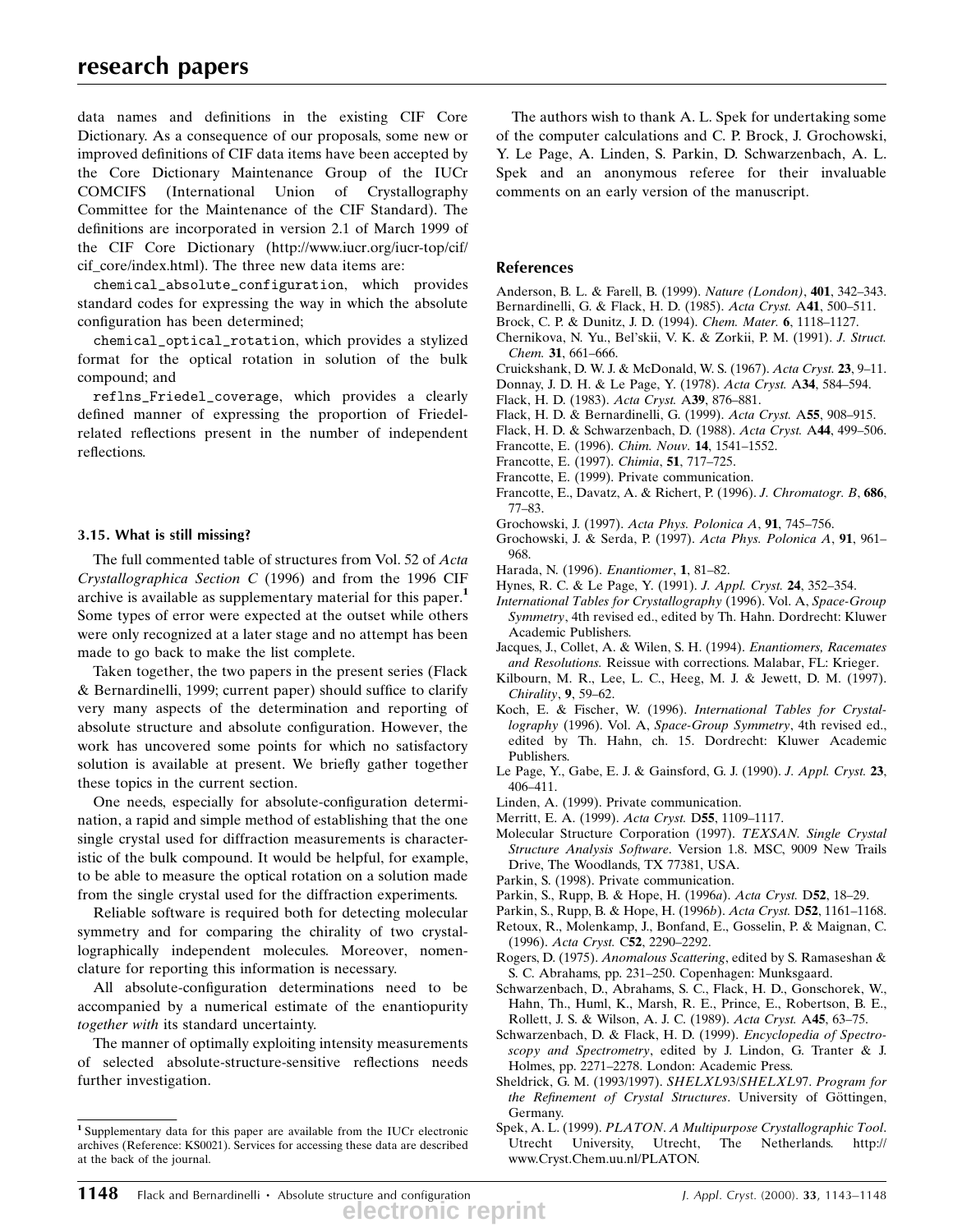data names and definitions in the existing CIF Core Dictionary. As a consequence of our proposals, some new or improved definitions of CIF data items have been accepted by the Core Dictionary Maintenance Group of the IUCr COMCIFS (International Union of Crystallography Committee for the Maintenance of the CIF Standard). The definitions are incorporated in version 2.1 of March 1999 of the CIF Core Dictionary (http://www.iucr.org/iucr-top/cif/cif_core/index.html). The three new data items are:

chemical_absolute_configuration, which provides standard codes for expressing the way in which the absolute configuration has been determined;

chemical_optical_rotation, which provides a stylized format for the optical rotation in solution of the bulk compound; and

reflns_Friedel_coverage, which provides a clearly defined manner of expressing the proportion of Friedel-related reflections present in the number of independent reflections.

### 3.15. What is still missing?

The full commented table of structures from Vol. 52 of *Acta Crystallographica Section C* (1996) and from the 1996 CIF archive is available as supplementary material for this paper.[1] Some types of error were expected at the outset while others were only recognized at a later stage and no attempt has been made to go back to make the list complete.

Taken together, the two papers in the present series (Flack & Bernardinelli, 1999; current paper) should suffice to clarify very many aspects of the determination and reporting of absolute structure and absolute configuration. However, the work has uncovered some points for which no satisfactory solution is available at present. We briefly gather together these topics in the current section.

One needs, especially for absolute-configuration determination, a rapid and simple method of establishing that the one single crystal used for diffraction measurements is characteristic of the bulk compound. It would be helpful, for example, to be able to measure the optical rotation on a solution made from the single crystal used for the diffraction experiments.

Reliable software is required both for detecting molecular symmetry and for comparing the chirality of two crystallographically independent molecules. Moreover, nomenclature for reporting this information is necessary.

All absolute-configuration determinations need to be accompanied by a numerical estimate of the enantiopurity *together with* its standard uncertainty.

The manner of optimally exploiting intensity measurements of selected absolute-structure-sensitive reflections needs further investigation.

[1] Supplementary data for this paper are available from the IUCr electronic archives (Reference: KS0021). Services for accessing these data are described at the back of the journal.

The authors wish to thank A. L. Spek for undertaking some of the computer calculations and C. P. Brock, J. Grochowski, Y. Le Page, A. Linden, S. Parkin, D. Schwarzenbach, A. L. Spek and an anonymous referee for their invaluable comments on an early version of the manuscript.

## References

Anderson, B. L. & Farell, B. (1999). *Nature (London)*, **401**, 342–343.
Bernardinelli, G. & Flack, H. D. (1985). *Acta Cryst.* A**41**, 500–511.
Brock, C. P. & Dunitz, J. D. (1994). *Chem. Mater.* **6**, 1118–1127.
Chernikova, N. Yu., Bel'skii, V. K. & Zorkii, P. M. (1991). *J. Struct. Chem.* **31**, 661–666.
Cruickshank, D. W. J. & McDonald, W. S. (1967). *Acta Cryst.* **23**, 9–11.
Donnay, J. D. H. & Le Page, Y. (1978). *Acta Cryst.* A**34**, 584–594.
Flack, H. D. (1983). *Acta Cryst.* A**39**, 876–881.
Flack, H. D. & Bernardinelli, G. (1999). *Acta Cryst.* A**55**, 908–915.
Flack, H. D. & Schwarzenbach, D. (1988). *Acta Cryst.* A**44**, 499–506.
Francotte, E. (1996). *Chim. Nouv.* **14**, 1541–1552.
Francotte, E. (1997). *Chimia*, **51**, 717–725.
Francotte, E. (1999). Private communication.
Francotte, E., Davatz, A. & Richert, P. (1996). *J. Chromatogr. B*, **686**, 77–83.
Grochowski, J. (1997). *Acta Phys. Polonica A*, **91**, 745–756.
Grochowski, J. & Serda, P. (1997). *Acta Phys. Polonica A*, **91**, 961–968.
Harada, N. (1996). *Enantiomer*, **1**, 81–82.
Hynes, R. C. & Le Page, Y. (1991). *J. Appl. Cryst.* **24**, 352–354.
*International Tables for Crystallography* (1996). Vol. A, *Space-Group Symmetry*, 4th revised ed., edited by Th. Hahn. Dordrecht: Kluwer Academic Publishers.
Jacques, J., Collet, A. & Wilen, S. H. (1994). *Enantiomers, Racemates and Resolutions.* Reissue with corrections. Malabar, FL: Krieger.
Kilbourn, M. R., Lee, L. C., Heeg, M. J. & Jewett, D. M. (1997). *Chirality*, **9**, 59–62.
Koch, E. & Fischer, W. (1996). *International Tables for Crystallography* (1996). Vol. A, *Space-Group Symmetry*, 4th revised ed., edited by Th. Hahn, ch. 15. Dordrecht: Kluwer Academic Publishers.
Le Page, Y., Gabe, E. J. & Gainsford, G. J. (1990). *J. Appl. Cryst.* **23**, 406–411.
Linden, A. (1999). Private communication.
Merritt, E. A. (1999). *Acta Cryst.* D**55**, 1109–1117.
Molecular Structure Corporation (1997). *TEXSAN. Single Crystal Structure Analysis Software*. Version 1.8. MSC, 9009 New Trails Drive, The Woodlands, TX 77381, USA.
Parkin, S. (1998). Private communication.
Parkin, S., Rupp, B. & Hope, H. (1996*a*). *Acta Cryst.* D**52**, 18–29.
Parkin, S., Rupp, B. & Hope, H. (1996*b*). *Acta Cryst.* D**52**, 1161–1168.
Retoux, R., Molenkamp, J., Bonfand, E., Gosselin, P. & Maignan, C. (1996). *Acta Cryst.* C**52**, 2290–2292.
Rogers, D. (1975). *Anomalous Scattering*, edited by S. Ramaseshan & S. C. Abrahams, pp. 231–250. Copenhagen: Munksgaard.
Schwarzenbach, D., Abrahams, S. C., Flack, H. D., Gonschorek, W., Hahn, Th., Huml, K., Marsh, R. E., Prince, E., Robertson, B. E., Rollett, J. S. & Wilson, A. J. C. (1989). *Acta Cryst.* A**45**, 63–75.
Schwarzenbach, D. & Flack, H. D. (1999). *Encyclopedia of Spectroscopy and Spectrometry*, edited by J. Lindon, G. Tranter & J. Holmes, pp. 2271–2278. London: Academic Press.
Sheldrick, G. M. (1993/1997). *SHELXL93/SHELXL97. Program for the Refinement of Crystal Structures*. University of Göttingen, Germany.
Spek, A. L. (1999). *PLATON. A Multipurpose Crystallographic Tool*. Utrecht University, Utrecht, The Netherlands. http://www.Cryst.Chem.uu.nl/PLATON.